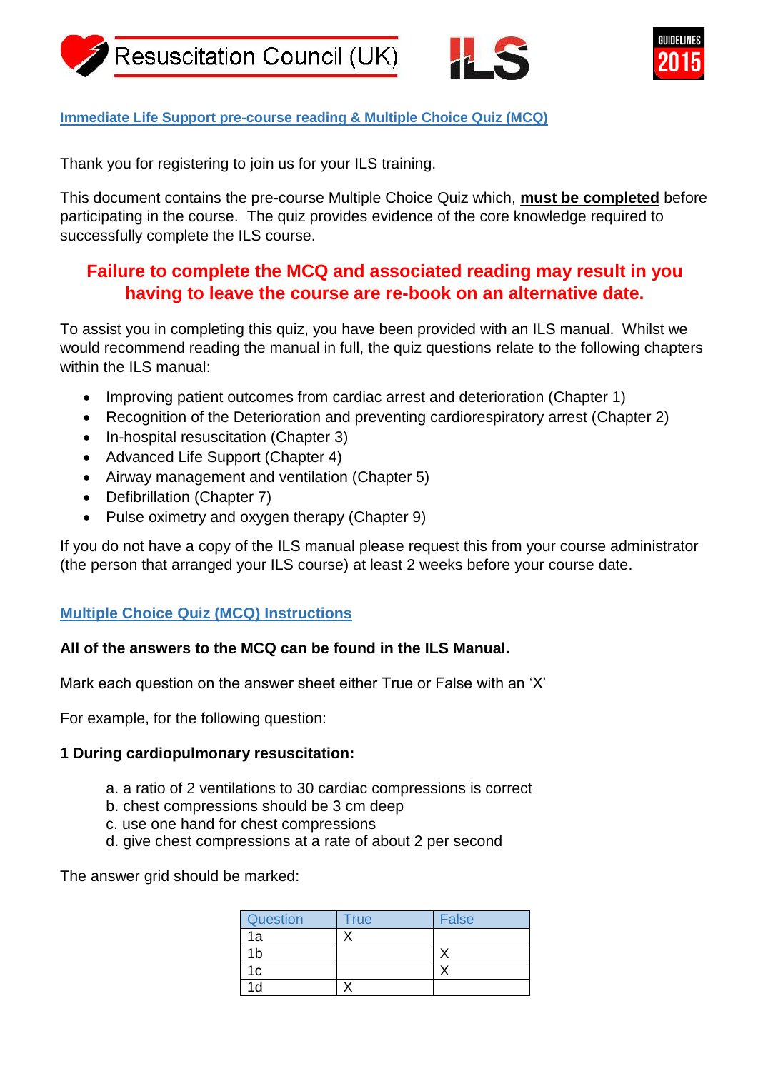Resuscitation Council (UK) ILS GUIDELINES 2015

## Immediate Life Support pre-course reading & Multiple Choice Quiz (MCQ)

Thank you for registering to join us for your ILS training.

This document contains the pre-course Multiple Choice Quiz which, **must be completed** before participating in the course. The quiz provides evidence of the core knowledge required to successfully complete the ILS course.

**Failure to complete the MCQ and associated reading may result in you having to leave the course are re-book on an alternative date.**

To assist you in completing this quiz, you have been provided with an ILS manual. Whilst we would recommend reading the manual in full, the quiz questions relate to the following chapters within the ILS manual:

- Improving patient outcomes from cardiac arrest and deterioration (Chapter 1)
- Recognition of the Deterioration and preventing cardiorespiratory arrest (Chapter 2)
- In-hospital resuscitation (Chapter 3)
- Advanced Life Support (Chapter 4)
- Airway management and ventilation (Chapter 5)
- Defibrillation (Chapter 7)
- Pulse oximetry and oxygen therapy (Chapter 9)

If you do not have a copy of the ILS manual please request this from your course administrator (the person that arranged your ILS course) at least 2 weeks before your course date.

## Multiple Choice Quiz (MCQ) Instructions

**All of the answers to the MCQ can be found in the ILS Manual.**

Mark each question on the answer sheet either True or False with an 'X'

For example, for the following question:

**1 During cardiopulmonary resuscitation:**

a. a ratio of 2 ventilations to 30 cardiac compressions is correct
b. chest compressions should be 3 cm deep
c. use one hand for chest compressions
d. give chest compressions at a rate of about 2 per second

The answer grid should be marked:

| Question | True | False |
|---|---|---|
| 1a | X | |
| 1b | | X |
| 1c | | X |
| 1d | X | |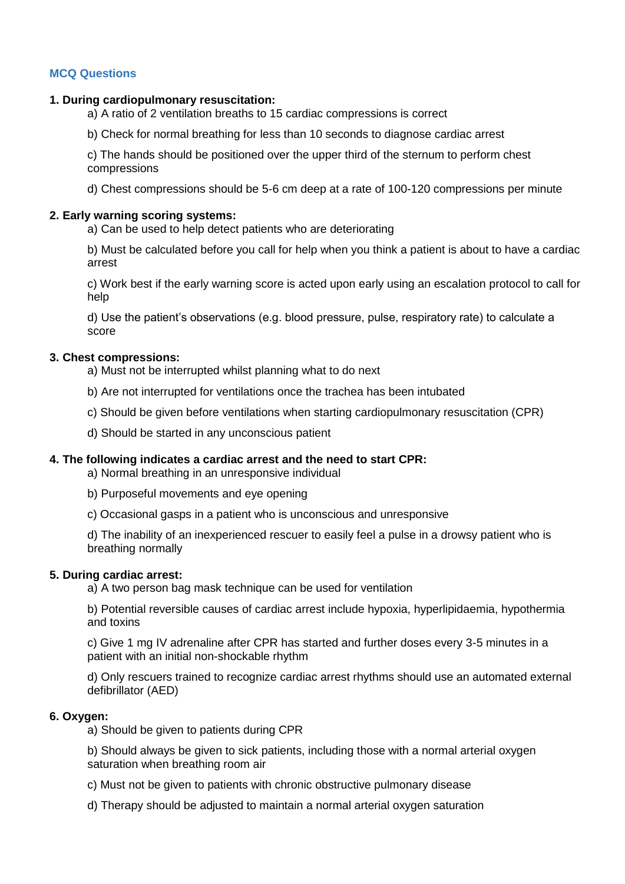## MCQ Questions

**1. During cardiopulmonary resuscitation:**

a) A ratio of 2 ventilation breaths to 15 cardiac compressions is correct

b) Check for normal breathing for less than 10 seconds to diagnose cardiac arrest

c) The hands should be positioned over the upper third of the sternum to perform chest compressions

d) Chest compressions should be 5-6 cm deep at a rate of 100-120 compressions per minute

**2. Early warning scoring systems:**

a) Can be used to help detect patients who are deteriorating

b) Must be calculated before you call for help when you think a patient is about to have a cardiac arrest

c) Work best if the early warning score is acted upon early using an escalation protocol to call for help

d) Use the patient's observations (e.g. blood pressure, pulse, respiratory rate) to calculate a score

**3. Chest compressions:**

a) Must not be interrupted whilst planning what to do next

b) Are not interrupted for ventilations once the trachea has been intubated

c) Should be given before ventilations when starting cardiopulmonary resuscitation (CPR)

d) Should be started in any unconscious patient

**4. The following indicates a cardiac arrest and the need to start CPR:**

a) Normal breathing in an unresponsive individual

b) Purposeful movements and eye opening

c) Occasional gasps in a patient who is unconscious and unresponsive

d) The inability of an inexperienced rescuer to easily feel a pulse in a drowsy patient who is breathing normally

**5. During cardiac arrest:**

a) A two person bag mask technique can be used for ventilation

b) Potential reversible causes of cardiac arrest include hypoxia, hyperlipidaemia, hypothermia and toxins

c) Give 1 mg IV adrenaline after CPR has started and further doses every 3-5 minutes in a patient with an initial non-shockable rhythm

d) Only rescuers trained to recognize cardiac arrest rhythms should use an automated external defibrillator (AED)

**6. Oxygen:**

a) Should be given to patients during CPR

b) Should always be given to sick patients, including those with a normal arterial oxygen saturation when breathing room air

c) Must not be given to patients with chronic obstructive pulmonary disease

d) Therapy should be adjusted to maintain a normal arterial oxygen saturation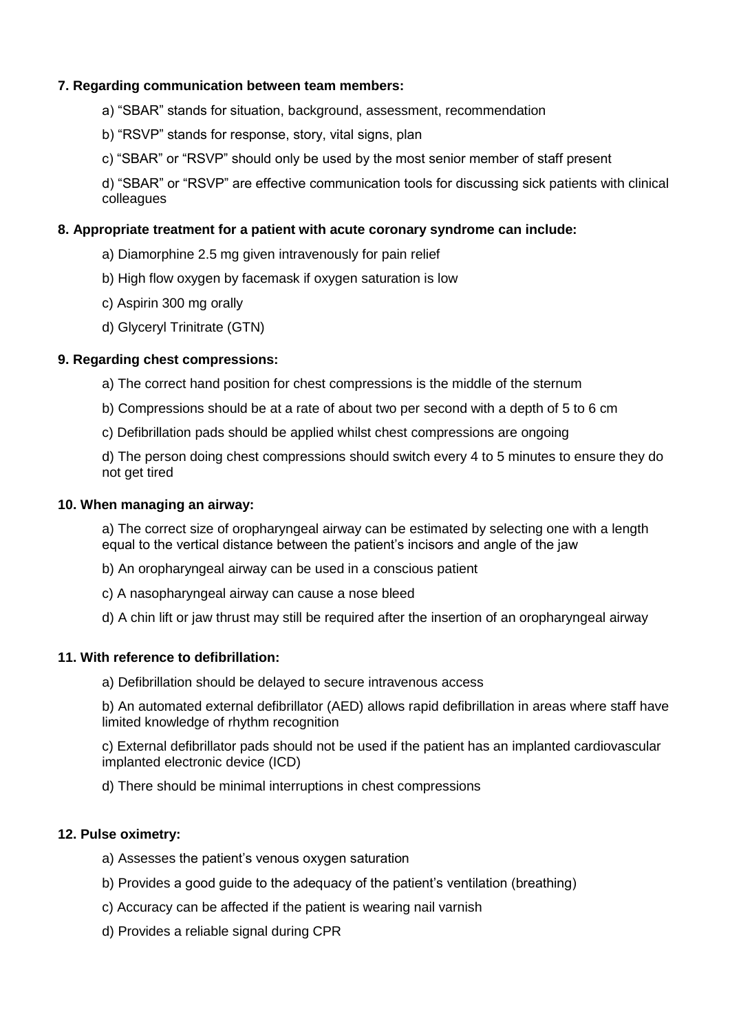**7. Regarding communication between team members:**

a) "SBAR" stands for situation, background, assessment, recommendation

b) "RSVP" stands for response, story, vital signs, plan

c) "SBAR" or "RSVP" should only be used by the most senior member of staff present

d) "SBAR" or "RSVP" are effective communication tools for discussing sick patients with clinical colleagues

**8. Appropriate treatment for a patient with acute coronary syndrome can include:**

a) Diamorphine 2.5 mg given intravenously for pain relief

b) High flow oxygen by facemask if oxygen saturation is low

c) Aspirin 300 mg orally

d) Glyceryl Trinitrate (GTN)

**9. Regarding chest compressions:**

a) The correct hand position for chest compressions is the middle of the sternum

b) Compressions should be at a rate of about two per second with a depth of 5 to 6 cm

c) Defibrillation pads should be applied whilst chest compressions are ongoing

d) The person doing chest compressions should switch every 4 to 5 minutes to ensure they do not get tired

**10. When managing an airway:**

a) The correct size of oropharyngeal airway can be estimated by selecting one with a length equal to the vertical distance between the patient's incisors and angle of the jaw

b) An oropharyngeal airway can be used in a conscious patient

c) A nasopharyngeal airway can cause a nose bleed

d) A chin lift or jaw thrust may still be required after the insertion of an oropharyngeal airway

**11. With reference to defibrillation:**

a) Defibrillation should be delayed to secure intravenous access

b) An automated external defibrillator (AED) allows rapid defibrillation in areas where staff have limited knowledge of rhythm recognition

c) External defibrillator pads should not be used if the patient has an implanted cardiovascular implanted electronic device (ICD)

d) There should be minimal interruptions in chest compressions

**12. Pulse oximetry:**

a) Assesses the patient's venous oxygen saturation

b) Provides a good guide to the adequacy of the patient's ventilation (breathing)

c) Accuracy can be affected if the patient is wearing nail varnish

d) Provides a reliable signal during CPR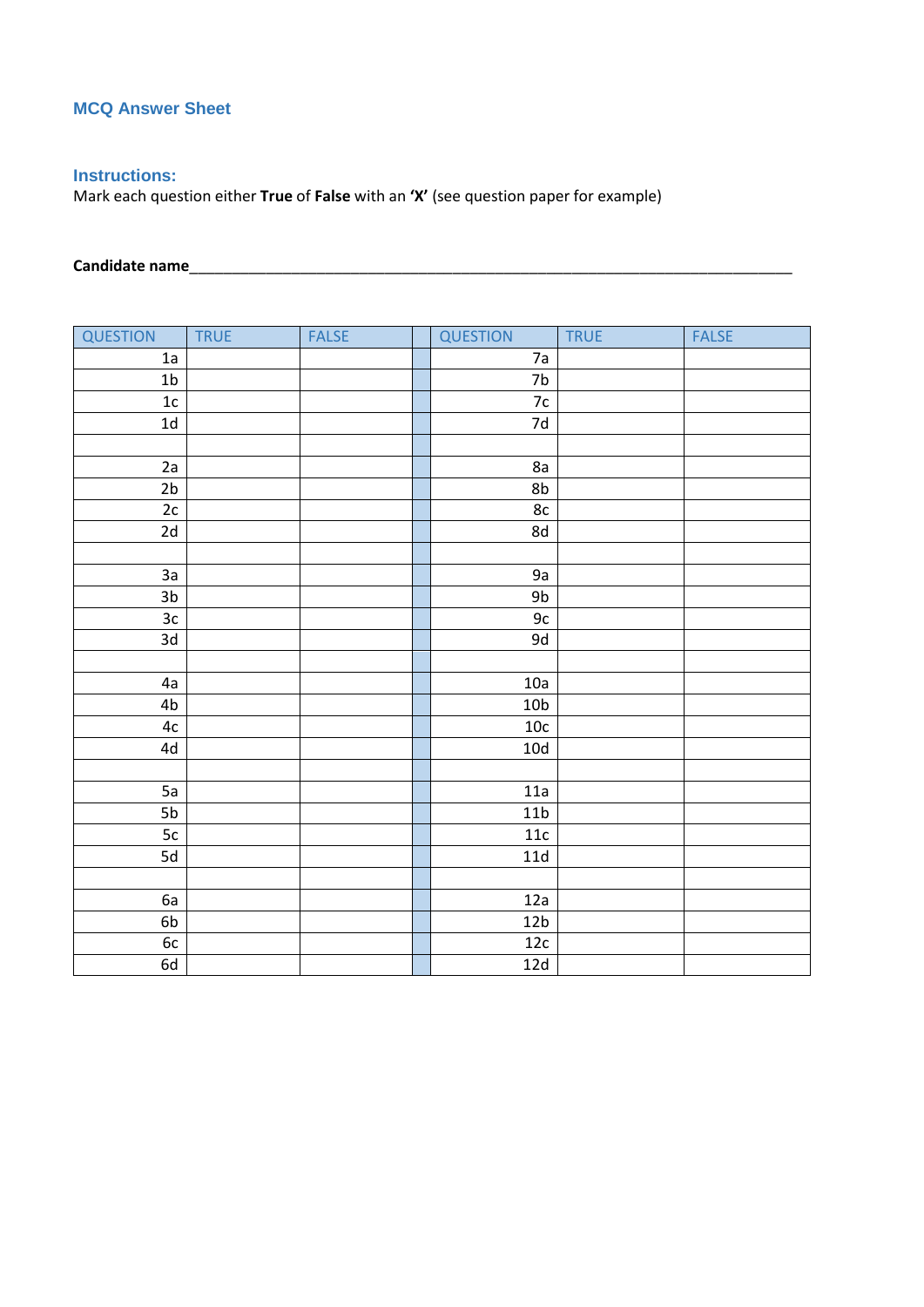## MCQ Answer Sheet

### Instructions:

Mark each question either **True** of **False** with an **'X'** (see question paper for example)

**Candidate name**\_\_\_\_\_\_\_\_\_\_\_\_\_\_\_\_\_\_\_\_\_\_\_\_\_\_\_\_\_\_\_\_\_\_\_\_\_\_\_\_\_\_\_\_\_\_\_\_\_\_\_\_\_\_\_\_\_\_\_\_\_\_\_\_\_\_\_\_\_\_

| QUESTION | TRUE | FALSE | | QUESTION | TRUE | FALSE |
|---|---|---|---|---|---|---|
| 1a | | | | 7a | | |
| 1b | | | | 7b | | |
| 1c | | | | 7c | | |
| 1d | | | | 7d | | |
| | | | | | | |
| 2a | | | | 8a | | |
| 2b | | | | 8b | | |
| 2c | | | | 8c | | |
| 2d | | | | 8d | | |
| | | | | | | |
| 3a | | | | 9a | | |
| 3b | | | | 9b | | |
| 3c | | | | 9c | | |
| 3d | | | | 9d | | |
| | | | | | | |
| 4a | | | | 10a | | |
| 4b | | | | 10b | | |
| 4c | | | | 10c | | |
| 4d | | | | 10d | | |
| | | | | | | |
| 5a | | | | 11a | | |
| 5b | | | | 11b | | |
| 5c | | | | 11c | | |
| 5d | | | | 11d | | |
| | | | | | | |
| 6a | | | | 12a | | |
| 6b | | | | 12b | | |
| 6c | | | | 12c | | |
| 6d | | | | 12d | | |